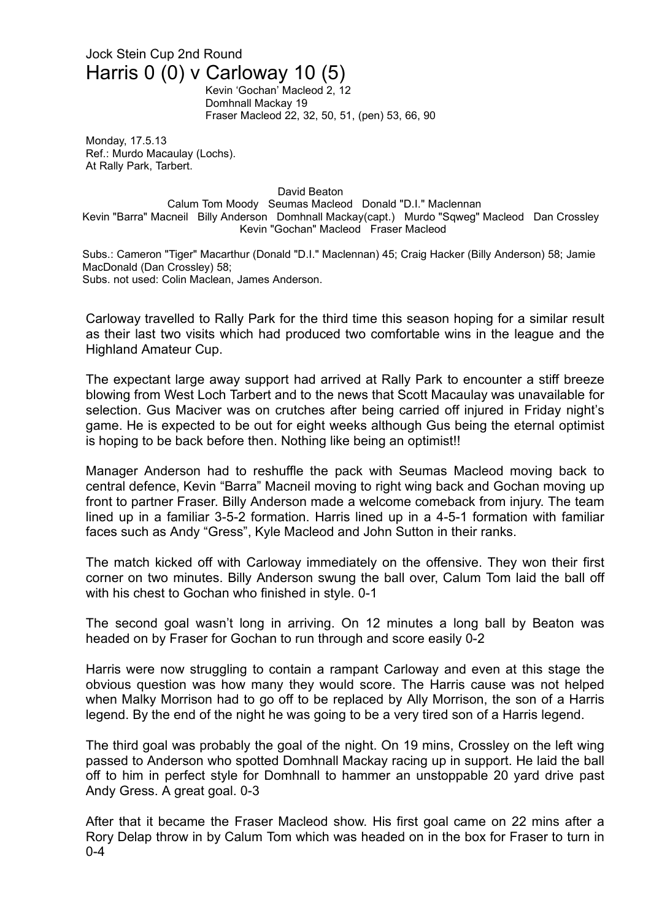Jock Stein Cup 2nd Round

# Harris 0 (0) v Carloway 10 (5)

Kevin ‘Gochan’ Macleod 2, 12
Domhnall Mackay 19
Fraser Macleod 22, 32, 50, 51, (pen) 53, 66, 90

Monday, 17.5.13
Ref.: Murdo Macaulay (Lochs).
At Rally Park, Tarbert.

David Beaton
Calum Tom Moody   Seumas Macleod   Donald "D.I." Maclennan
Kevin "Barra" Macneil   Billy Anderson   Domhnall Mackay(capt.)   Murdo "Sqweg" Macleod   Dan Crossley
Kevin "Gochan" Macleod   Fraser Macleod

Subs.: Cameron "Tiger" Macarthur (Donald "D.I." Maclennan) 45; Craig Hacker (Billy Anderson) 58; Jamie MacDonald (Dan Crossley) 58;
Subs. not used: Colin Maclean, James Anderson.

Carloway travelled to Rally Park for the third time this season hoping for a similar result as their last two visits which had produced two comfortable wins in the league and the Highland Amateur Cup.

The expectant large away support had arrived at Rally Park to encounter a stiff breeze blowing from West Loch Tarbert and to the news that Scott Macaulay was unavailable for selection. Gus Maciver was on crutches after being carried off injured in Friday night’s game. He is expected to be out for eight weeks although Gus being the eternal optimist is hoping to be back before then. Nothing like being an optimist!!

Manager Anderson had to reshuffle the pack with Seumas Macleod moving back to central defence, Kevin “Barra” Macneil moving to right wing back and Gochan moving up front to partner Fraser. Billy Anderson made a welcome comeback from injury. The team lined up in a familiar 3-5-2 formation. Harris lined up in a 4-5-1 formation with familiar faces such as Andy “Gress”, Kyle Macleod and John Sutton in their ranks.

The match kicked off with Carloway immediately on the offensive. They won their first corner on two minutes. Billy Anderson swung the ball over, Calum Tom laid the ball off with his chest to Gochan who finished in style. 0-1

The second goal wasn’t long in arriving. On 12 minutes a long ball by Beaton was headed on by Fraser for Gochan to run through and score easily 0-2

Harris were now struggling to contain a rampant Carloway and even at this stage the obvious question was how many they would score. The Harris cause was not helped when Malky Morrison had to go off to be replaced by Ally Morrison, the son of a Harris legend. By the end of the night he was going to be a very tired son of a Harris legend.

The third goal was probably the goal of the night. On 19 mins, Crossley on the left wing passed to Anderson who spotted Domhnall Mackay racing up in support. He laid the ball off to him in perfect style for Domhnall to hammer an unstoppable 20 yard drive past Andy Gress. A great goal. 0-3

After that it became the Fraser Macleod show. His first goal came on 22 mins after a Rory Delap throw in by Calum Tom which was headed on in the box for Fraser to turn in 0-4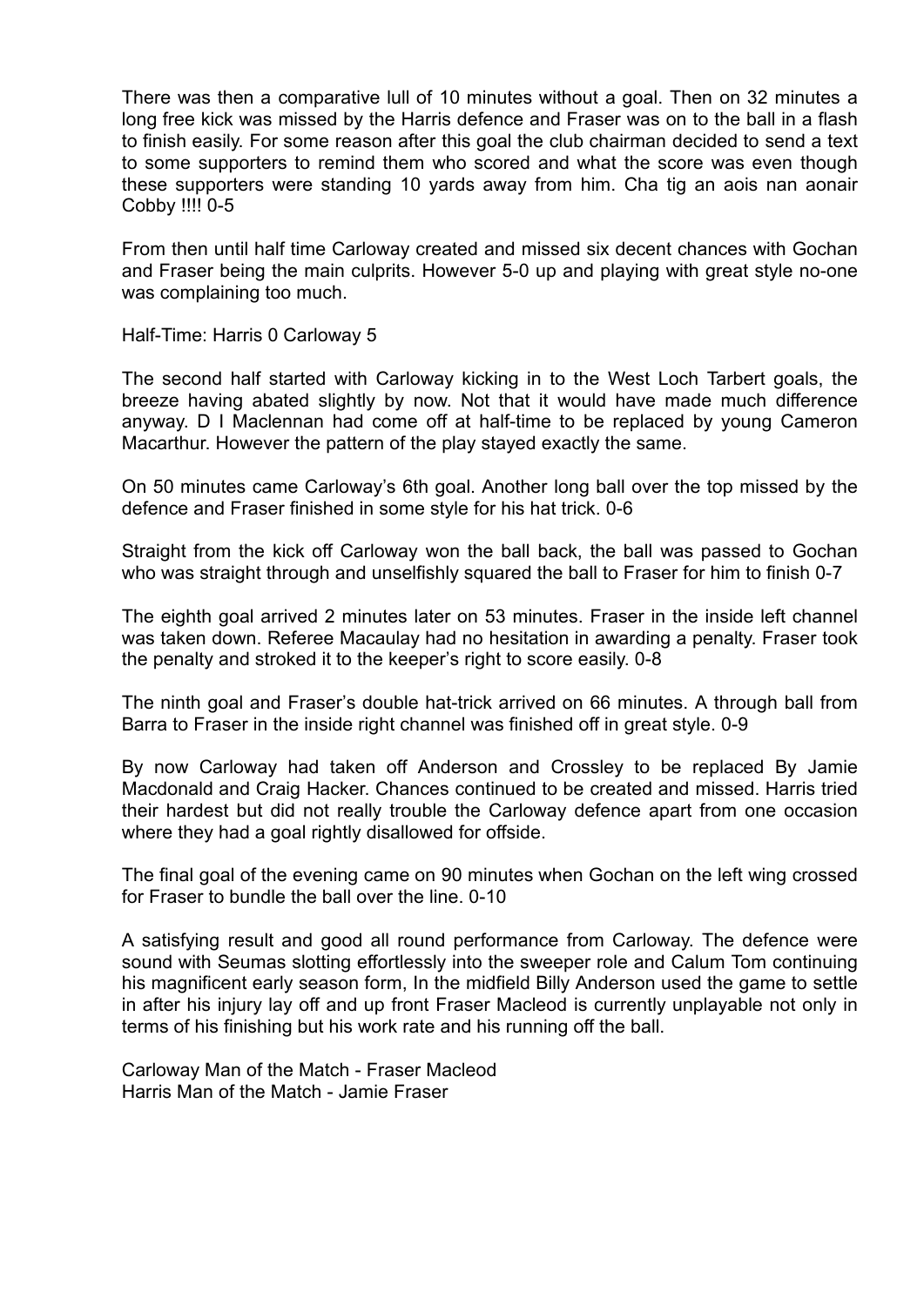There was then a comparative lull of 10 minutes without a goal. Then on 32 minutes a long free kick was missed by the Harris defence and Fraser was on to the ball in a flash to finish easily. For some reason after this goal the club chairman decided to send a text to some supporters to remind them who scored and what the score was even though these supporters were standing 10 yards away from him. Cha tig an aois nan aonair Cobby !!!! 0-5

From then until half time Carloway created and missed six decent chances with Gochan and Fraser being the main culprits. However 5-0 up and playing with great style no-one was complaining too much.

Half-Time: Harris 0 Carloway 5

The second half started with Carloway kicking in to the West Loch Tarbert goals, the breeze having abated slightly by now. Not that it would have made much difference anyway. D I Maclennan had come off at half-time to be replaced by young Cameron Macarthur. However the pattern of the play stayed exactly the same.

On 50 minutes came Carloway's 6th goal. Another long ball over the top missed by the defence and Fraser finished in some style for his hat trick. 0-6

Straight from the kick off Carloway won the ball back, the ball was passed to Gochan who was straight through and unselfishly squared the ball to Fraser for him to finish 0-7

The eighth goal arrived 2 minutes later on 53 minutes. Fraser in the inside left channel was taken down. Referee Macaulay had no hesitation in awarding a penalty. Fraser took the penalty and stroked it to the keeper's right to score easily. 0-8

The ninth goal and Fraser's double hat-trick arrived on 66 minutes. A through ball from Barra to Fraser in the inside right channel was finished off in great style. 0-9

By now Carloway had taken off Anderson and Crossley to be replaced By Jamie Macdonald and Craig Hacker. Chances continued to be created and missed. Harris tried their hardest but did not really trouble the Carloway defence apart from one occasion where they had a goal rightly disallowed for offside.

The final goal of the evening came on 90 minutes when Gochan on the left wing crossed for Fraser to bundle the ball over the line. 0-10

A satisfying result and good all round performance from Carloway. The defence were sound with Seumas slotting effortlessly into the sweeper role and Calum Tom continuing his magnificent early season form, In the midfield Billy Anderson used the game to settle in after his injury lay off and up front Fraser Macleod is currently unplayable not only in terms of his finishing but his work rate and his running off the ball.

Carloway Man of the Match - Fraser Macleod
Harris Man of the Match - Jamie Fraser